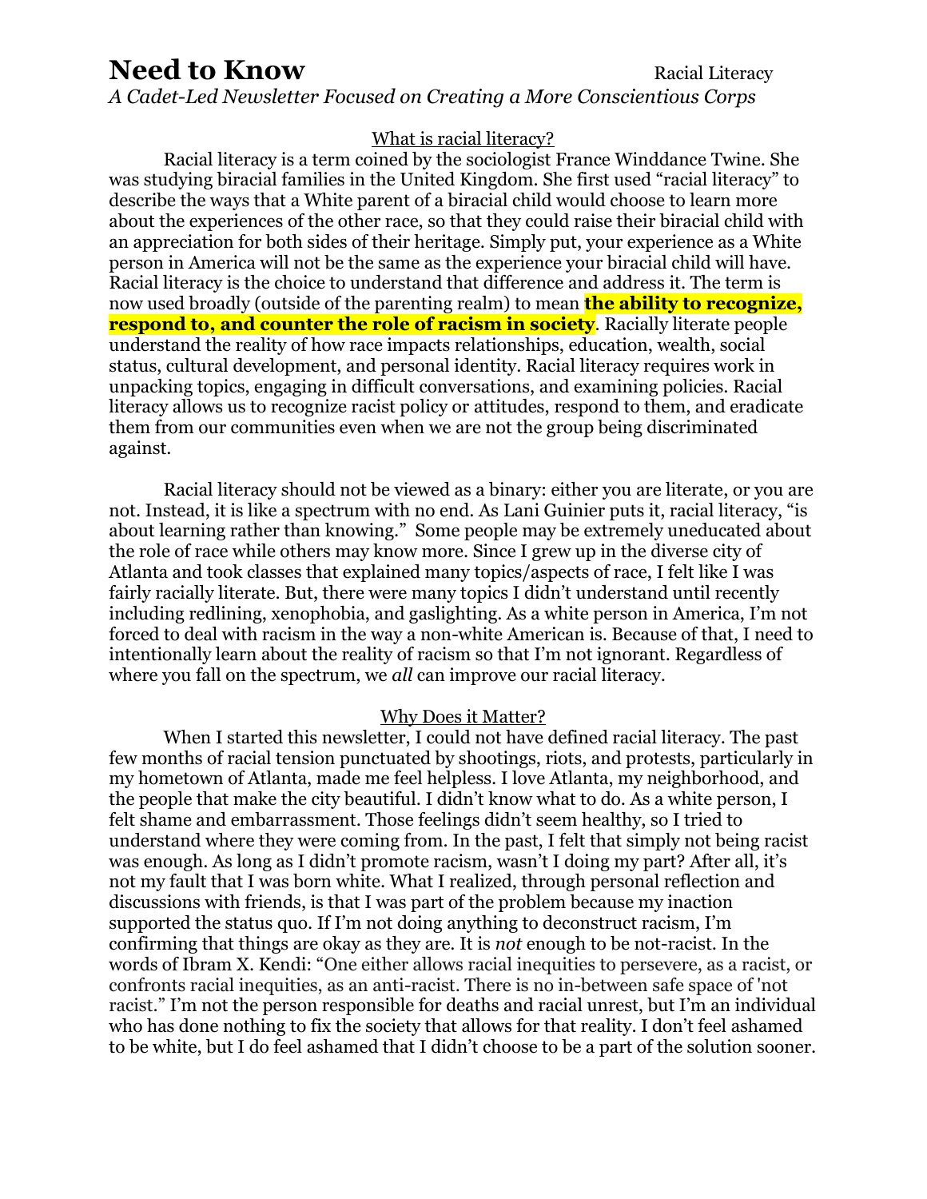# Need to Know

Racial Literacy

*A Cadet-Led Newsletter Focused on Creating a More Conscientious Corps*

## What is racial literacy?

Racial literacy is a term coined by the sociologist France Winddance Twine. She was studying biracial families in the United Kingdom. She first used "racial literacy" to describe the ways that a White parent of a biracial child would choose to learn more about the experiences of the other race, so that they could raise their biracial child with an appreciation for both sides of their heritage. Simply put, your experience as a White person in America will not be the same as the experience your biracial child will have. Racial literacy is the choice to understand that difference and address it. The term is now used broadly (outside of the parenting realm) to mean **the ability to recognize, respond to, and counter the role of racism in society**. Racially literate people understand the reality of how race impacts relationships, education, wealth, social status, cultural development, and personal identity. Racial literacy requires work in unpacking topics, engaging in difficult conversations, and examining policies. Racial literacy allows us to recognize racist policy or attitudes, respond to them, and eradicate them from our communities even when we are not the group being discriminated against.

Racial literacy should not be viewed as a binary: either you are literate, or you are not. Instead, it is like a spectrum with no end. As Lani Guinier puts it, racial literacy, "is about learning rather than knowing." Some people may be extremely uneducated about the role of race while others may know more. Since I grew up in the diverse city of Atlanta and took classes that explained many topics/aspects of race, I felt like I was fairly racially literate. But, there were many topics I didn't understand until recently including redlining, xenophobia, and gaslighting. As a white person in America, I'm not forced to deal with racism in the way a non-white American is. Because of that, I need to intentionally learn about the reality of racism so that I'm not ignorant. Regardless of where you fall on the spectrum, we *all* can improve our racial literacy.

## Why Does it Matter?

When I started this newsletter, I could not have defined racial literacy. The past few months of racial tension punctuated by shootings, riots, and protests, particularly in my hometown of Atlanta, made me feel helpless. I love Atlanta, my neighborhood, and the people that make the city beautiful. I didn't know what to do. As a white person, I felt shame and embarrassment. Those feelings didn't seem healthy, so I tried to understand where they were coming from. In the past, I felt that simply not being racist was enough. As long as I didn't promote racism, wasn't I doing my part? After all, it's not my fault that I was born white. What I realized, through personal reflection and discussions with friends, is that I was part of the problem because my inaction supported the status quo. If I'm not doing anything to deconstruct racism, I'm confirming that things are okay as they are. It is *not* enough to be not-racist. In the words of Ibram X. Kendi: "One either allows racial inequities to persevere, as a racist, or confronts racial inequities, as an anti-racist. There is no in-between safe space of 'not racist." I'm not the person responsible for deaths and racial unrest, but I'm an individual who has done nothing to fix the society that allows for that reality. I don't feel ashamed to be white, but I do feel ashamed that I didn't choose to be a part of the solution sooner.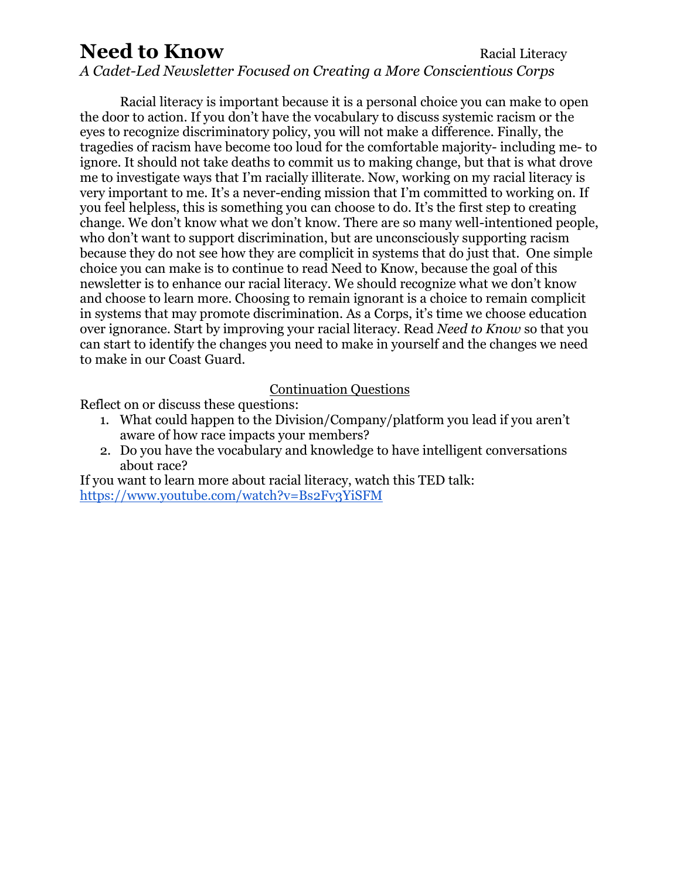# Need to Know

Racial Literacy

*A Cadet-Led Newsletter Focused on Creating a More Conscientious Corps*

Racial literacy is important because it is a personal choice you can make to open the door to action. If you don't have the vocabulary to discuss systemic racism or the eyes to recognize discriminatory policy, you will not make a difference. Finally, the tragedies of racism have become too loud for the comfortable majority- including me- to ignore. It should not take deaths to commit us to making change, but that is what drove me to investigate ways that I'm racially illiterate. Now, working on my racial literacy is very important to me. It's a never-ending mission that I'm committed to working on. If you feel helpless, this is something you can choose to do. It's the first step to creating change. We don't know what we don't know. There are so many well-intentioned people, who don't want to support discrimination, but are unconsciously supporting racism because they do not see how they are complicit in systems that do just that. One simple choice you can make is to continue to read Need to Know, because the goal of this newsletter is to enhance our racial literacy. We should recognize what we don't know and choose to learn more. Choosing to remain ignorant is a choice to remain complicit in systems that may promote discrimination. As a Corps, it's time we choose education over ignorance. Start by improving your racial literacy. Read *Need to Know* so that you can start to identify the changes you need to make in yourself and the changes we need to make in our Coast Guard.

## Continuation Questions

Reflect on or discuss these questions:

1. What could happen to the Division/Company/platform you lead if you aren't aware of how race impacts your members?
2. Do you have the vocabulary and knowledge to have intelligent conversations about race?

If you want to learn more about racial literacy, watch this TED talk:
https://www.youtube.com/watch?v=Bs2Fv3YiSFM